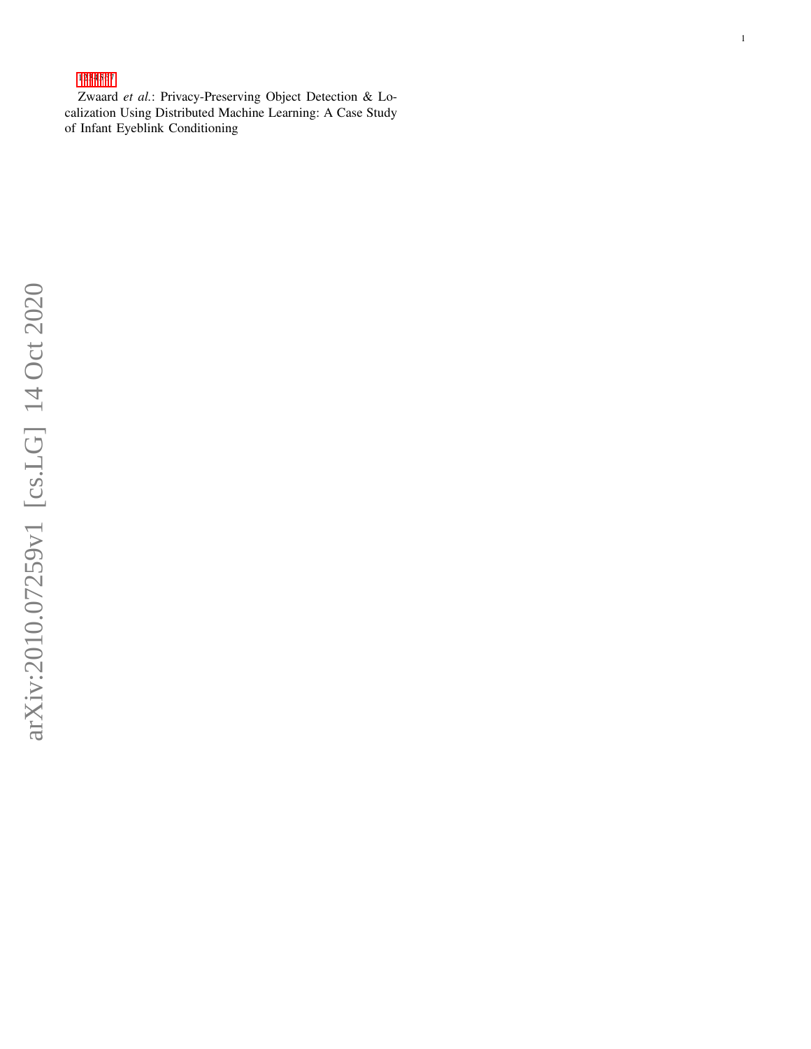Zwaard *et al.*: Privacy-Preserving Object Detection & Localization Using Distributed Machine Learning: A Case Study of Infant Eyeblink Conditioning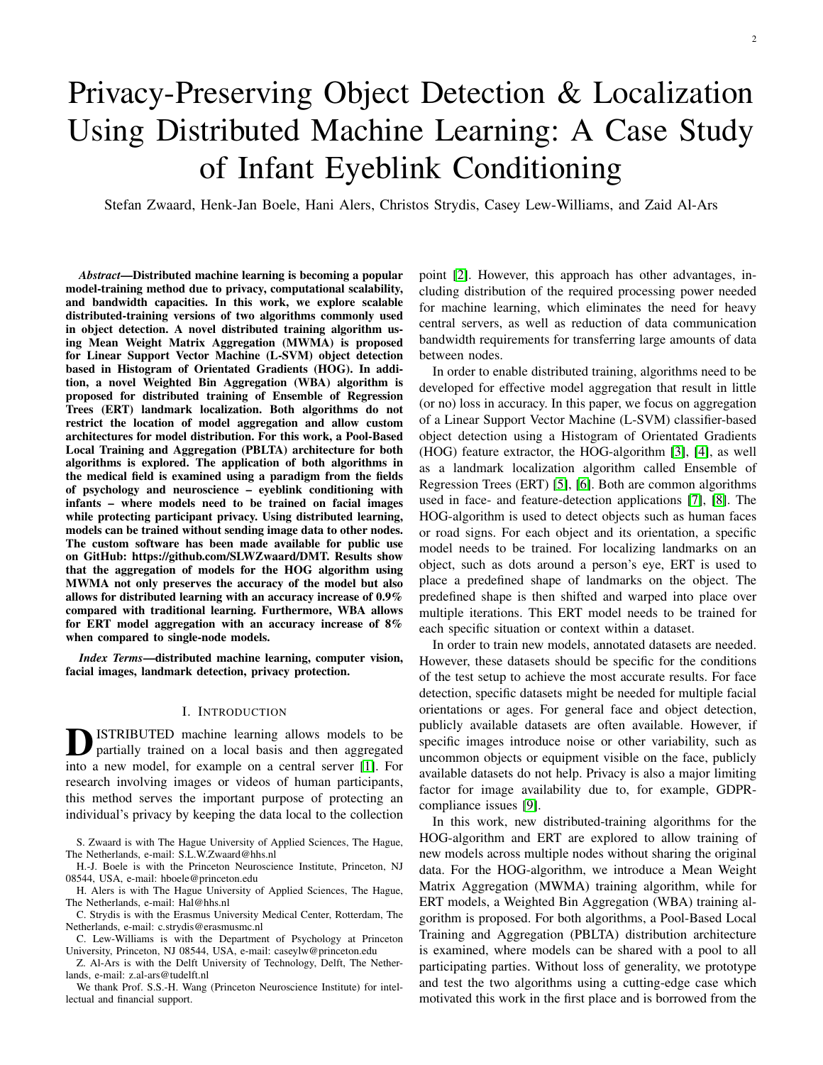# Privacy-Preserving Object Detection & Localization Using Distributed Machine Learning: A Case Study of Infant Eyeblink Conditioning

Stefan Zwaard, Henk-Jan Boele, Hani Alers, Christos Strydis, Casey Lew-Williams, and Zaid Al-Ars

***Abstract*—Distributed machine learning is becoming a popular model-training method due to privacy, computational scalability, and bandwidth capacities. In this work, we explore scalable distributed-training versions of two algorithms commonly used in object detection. A novel distributed training algorithm using Mean Weight Matrix Aggregation (MWMA) is proposed for Linear Support Vector Machine (L-SVM) object detection based in Histogram of Orientated Gradients (HOG). In addition, a novel Weighted Bin Aggregation (WBA) algorithm is proposed for distributed training of Ensemble of Regression Trees (ERT) landmark localization. Both algorithms do not restrict the location of model aggregation and allow custom architectures for model distribution. For this work, a Pool-Based Local Training and Aggregation (PBLTA) architecture for both algorithms is explored. The application of both algorithms in the medical field is examined using a paradigm from the fields of psychology and neuroscience – eyeblink conditioning with infants – where models need to be trained on facial images while protecting participant privacy. Using distributed learning, models can be trained without sending image data to other nodes. The custom software has been made available for public use on GitHub: https://github.com/SLWZwaard/DMT. Results show that the aggregation of models for the HOG algorithm using MWMA not only preserves the accuracy of the model but also allows for distributed learning with an accuracy increase of 0.9% compared with traditional learning. Furthermore, WBA allows for ERT model aggregation with an accuracy increase of 8% when compared to single-node models.**

***Index Terms*—distributed machine learning, computer vision, facial images, landmark detection, privacy protection.**

## I. Introduction

DISTRIBUTED machine learning allows models to be partially trained on a local basis and then aggregated into a new model, for example on a central server [1]. For research involving images or videos of human participants, this method serves the important purpose of protecting an individual's privacy by keeping the data local to the collection point [2]. However, this approach has other advantages, including distribution of the required processing power needed for machine learning, which eliminates the need for heavy central servers, as well as reduction of data communication bandwidth requirements for transferring large amounts of data between nodes.

In order to enable distributed training, algorithms need to be developed for effective model aggregation that result in little (or no) loss in accuracy. In this paper, we focus on aggregation of a Linear Support Vector Machine (L-SVM) classifier-based object detection using a Histogram of Orientated Gradients (HOG) feature extractor, the HOG-algorithm [3], [4], as well as a landmark localization algorithm called Ensemble of Regression Trees (ERT) [5], [6]. Both are common algorithms used in face- and feature-detection applications [7], [8]. The HOG-algorithm is used to detect objects such as human faces or road signs. For each object and its orientation, a specific model needs to be trained. For localizing landmarks on an object, such as dots around a person's eye, ERT is used to place a predefined shape of landmarks on the object. The predefined shape is then shifted and warped into place over multiple iterations. This ERT model needs to be trained for each specific situation or context within a dataset.

In order to train new models, annotated datasets are needed. However, these datasets should be specific for the conditions of the test setup to achieve the most accurate results. For face detection, specific datasets might be needed for multiple facial orientations or ages. For general face and object detection, publicly available datasets are often available. However, if specific images introduce noise or other variability, such as uncommon objects or equipment visible on the face, publicly available datasets do not help. Privacy is also a major limiting factor for image availability due to, for example, GDPR-compliance issues [9].

In this work, new distributed-training algorithms for the HOG-algorithm and ERT are explored to allow training of new models across multiple nodes without sharing the original data. For the HOG-algorithm, we introduce a Mean Weight Matrix Aggregation (MWMA) training algorithm, while for ERT models, a Weighted Bin Aggregation (WBA) training algorithm is proposed. For both algorithms, a Pool-Based Local Training and Aggregation (PBLTA) distribution architecture is examined, where models can be shared with a pool to all participating parties. Without loss of generality, we prototype and test the two algorithms using a cutting-edge case which motivated this work in the first place and is borrowed from the

S. Zwaard is with The Hague University of Applied Sciences, The Hague, The Netherlands, e-mail: S.L.W.Zwaard@hhs.nl

H.-J. Boele is with the Princeton Neuroscience Institute, Princeton, NJ 08544, USA, e-mail: hboele@princeton.edu

H. Alers is with The Hague University of Applied Sciences, The Hague, The Netherlands, e-mail: Hal@hhs.nl

C. Strydis is with the Erasmus University Medical Center, Rotterdam, The Netherlands, e-mail: c.strydis@erasmusmc.nl

C. Lew-Williams is with the Department of Psychology at Princeton University, Princeton, NJ 08544, USA, e-mail: caseylw@princeton.edu

Z. Al-Ars is with the Delft University of Technology, Delft, The Netherlands, e-mail: z.al-ars@tudelft.nl

We thank Prof. S.S.-H. Wang (Princeton Neuroscience Institute) for intellectual and financial support.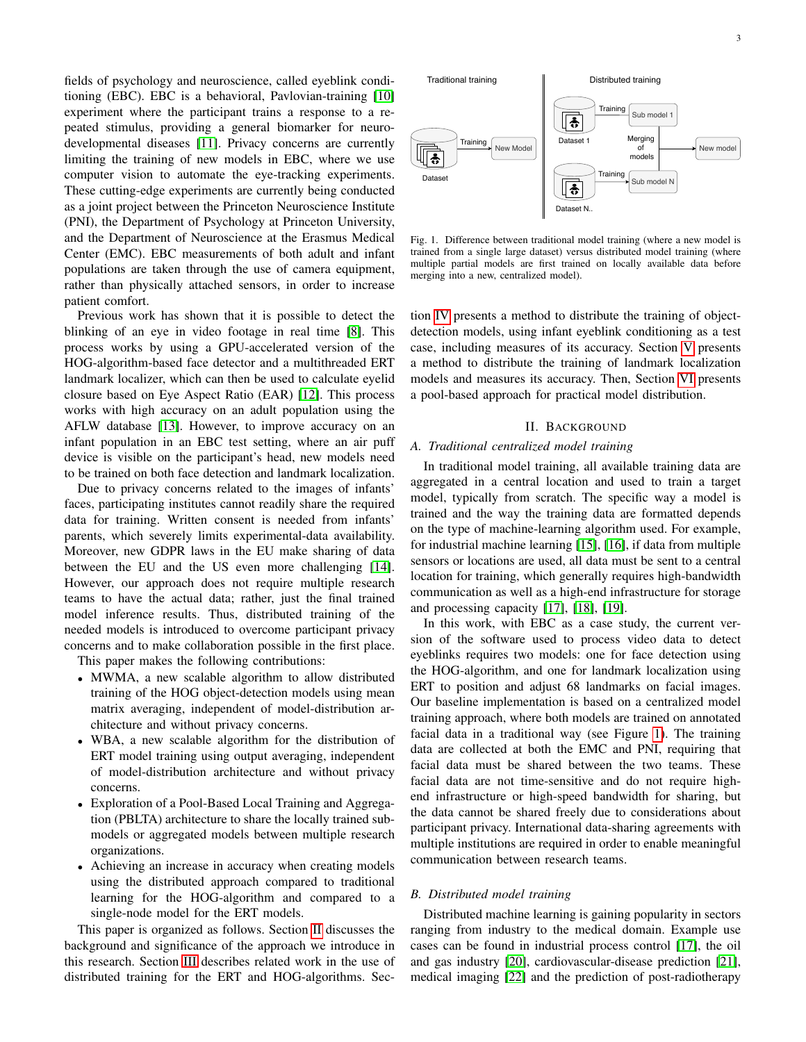fields of psychology and neuroscience, called eyeblink conditioning (EBC). EBC is a behavioral, Pavlovian-training [10] experiment where the participant trains a response to a repeated stimulus, providing a general biomarker for neurodevelopmental diseases [11]. Privacy concerns are currently limiting the training of new models in EBC, where we use computer vision to automate the eye-tracking experiments. These cutting-edge experiments are currently being conducted as a joint project between the Princeton Neuroscience Institute (PNI), the Department of Psychology at Princeton University, and the Department of Neuroscience at the Erasmus Medical Center (EMC). EBC measurements of both adult and infant populations are taken through the use of camera equipment, rather than physically attached sensors, in order to increase patient comfort.

Previous work has shown that it is possible to detect the blinking of an eye in video footage in real time [8]. This process works by using a GPU-accelerated version of the HOG-algorithm-based face detector and a multithreaded ERT landmark localizer, which can then be used to calculate eyelid closure based on Eye Aspect Ratio (EAR) [12]. This process works with high accuracy on an adult population using the AFLW database [13]. However, to improve accuracy on an infant population in an EBC test setting, where an air puff device is visible on the participant's head, new models need to be trained on both face detection and landmark localization.

Due to privacy concerns related to the images of infants' faces, participating institutes cannot readily share the required data for training. Written consent is needed from infants' parents, which severely limits experimental-data availability. Moreover, new GDPR laws in the EU make sharing of data between the EU and the US even more challenging [14]. However, our approach does not require multiple research teams to have the actual data; rather, just the final trained model inference results. Thus, distributed training of the needed models is introduced to overcome participant privacy concerns and to make collaboration possible in the first place.

This paper makes the following contributions:

- MWMA, a new scalable algorithm to allow distributed training of the HOG object-detection models using mean matrix averaging, independent of model-distribution architecture and without privacy concerns.
- WBA, a new scalable algorithm for the distribution of ERT model training using output averaging, independent of model-distribution architecture and without privacy concerns.
- Exploration of a Pool-Based Local Training and Aggregation (PBLTA) architecture to share the locally trained sub-models or aggregated models between multiple research organizations.
- Achieving an increase in accuracy when creating models using the distributed approach compared to traditional learning for the HOG-algorithm and compared to a single-node model for the ERT models.

This paper is organized as follows. Section II discusses the background and significance of the approach we introduce in this research. Section III describes related work in the use of distributed training for the ERT and HOG-algorithms. Section IV presents a method to distribute the training of object-detection models, using infant eyeblink conditioning as a test case, including measures of its accuracy. Section V presents a method to distribute the training of landmark localization models and measures its accuracy. Then, Section VI presents a pool-based approach for practical model distribution.

Fig. 1. Difference between traditional model training (where a new model is trained from a single large dataset) versus distributed model training (where multiple partial models are first trained on locally available data before merging into a new, centralized model).

## II. Background

### A. Traditional centralized model training

In traditional model training, all available training data are aggregated in a central location and used to train a target model, typically from scratch. The specific way a model is trained and the way the training data are formatted depends on the type of machine-learning algorithm used. For example, for industrial machine learning [15], [16], if data from multiple sensors or locations are used, all data must be sent to a central location for training, which generally requires high-bandwidth communication as well as a high-end infrastructure for storage and processing capacity [17], [18], [19].

In this work, with EBC as a case study, the current version of the software used to process video data to detect eyeblinks requires two models: one for face detection using the HOG-algorithm, and one for landmark localization using ERT to position and adjust 68 landmarks on facial images. Our baseline implementation is based on a centralized model training approach, where both models are trained on annotated facial data in a traditional way (see Figure 1). The training data are collected at both the EMC and PNI, requiring that facial data must be shared between the two teams. These facial data are not time-sensitive and do not require high-end infrastructure or high-speed bandwidth for sharing, but the data cannot be shared freely due to considerations about participant privacy. International data-sharing agreements with multiple institutions are required in order to enable meaningful communication between research teams.

### B. Distributed model training

Distributed machine learning is gaining popularity in sectors ranging from industry to the medical domain. Example use cases can be found in industrial process control [17], the oil and gas industry [20], cardiovascular-disease prediction [21], medical imaging [22] and the prediction of post-radiotherapy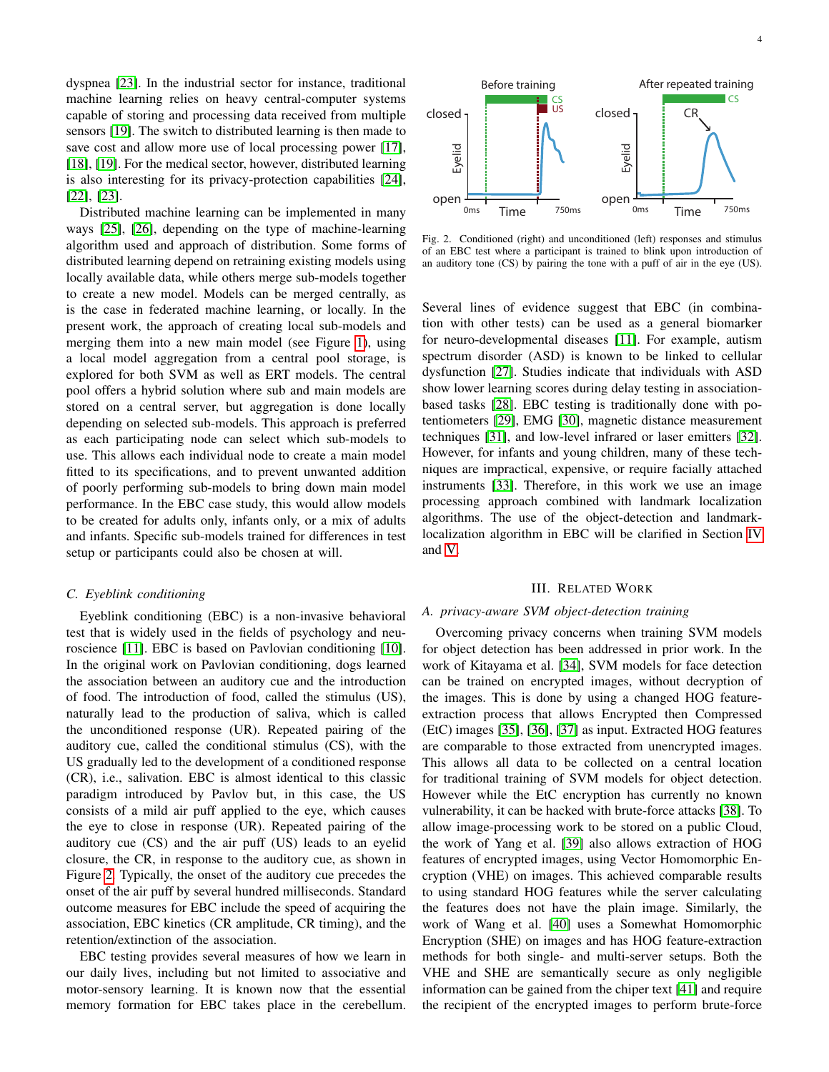dyspnea [23]. In the industrial sector for instance, traditional machine learning relies on heavy central-computer systems capable of storing and processing data received from multiple sensors [19]. The switch to distributed learning is then made to save cost and allow more use of local processing power [17], [18], [19]. For the medical sector, however, distributed learning is also interesting for its privacy-protection capabilities [24], [22], [23].

Distributed machine learning can be implemented in many ways [25], [26], depending on the type of machine-learning algorithm used and approach of distribution. Some forms of distributed learning depend on retraining existing models using locally available data, while others merge sub-models together to create a new model. Models can be merged centrally, as is the case in federated machine learning, or locally. In the present work, the approach of creating local sub-models and merging them into a new main model (see Figure 1), using a local model aggregation from a central pool storage, is explored for both SVM as well as ERT models. The central pool offers a hybrid solution where sub and main models are stored on a central server, but aggregation is done locally depending on selected sub-models. This approach is preferred as each participating node can select which sub-models to use. This allows each individual node to create a main model fitted to its specifications, and to prevent unwanted addition of poorly performing sub-models to bring down main model performance. In the EBC case study, this would allow models to be created for adults only, infants only, or a mix of adults and infants. Specific sub-models trained for differences in test setup or participants could also be chosen at will.

### C. Eyeblink conditioning

Eyeblink conditioning (EBC) is a non-invasive behavioral test that is widely used in the fields of psychology and neuroscience [11]. EBC is based on Pavlovian conditioning [10]. In the original work on Pavlovian conditioning, dogs learned the association between an auditory cue and the introduction of food. The introduction of food, called the stimulus (US), naturally lead to the production of saliva, which is called the unconditioned response (UR). Repeated pairing of the auditory cue, called the conditional stimulus (CS), with the US gradually led to the development of a conditioned response (CR), i.e., salivation. EBC is almost identical to this classic paradigm introduced by Pavlov but, in this case, the US consists of a mild air puff applied to the eye, which causes the eye to close in response (UR). Repeated pairing of the auditory cue (CS) and the air puff (US) leads to an eyelid closure, the CR, in response to the auditory cue, as shown in Figure 2. Typically, the onset of the auditory cue precedes the onset of the air puff by several hundred milliseconds. Standard outcome measures for EBC include the speed of acquiring the association, EBC kinetics (CR amplitude, CR timing), and the retention/extinction of the association.

EBC testing provides several measures of how we learn in our daily lives, including but not limited to associative and motor-sensory learning. It is known now that the essential memory formation for EBC takes place in the cerebellum.

Fig. 2. Conditioned (right) and unconditioned (left) responses and stimulus of an EBC test where a participant is trained to blink upon introduction of an auditory tone (CS) by pairing the tone with a puff of air in the eye (US).

Several lines of evidence suggest that EBC (in combination with other tests) can be used as a general biomarker for neuro-developmental diseases [11]. For example, autism spectrum disorder (ASD) is known to be linked to cellular dysfunction [27]. Studies indicate that individuals with ASD show lower learning scores during delay testing in association-based tasks [28]. EBC testing is traditionally done with potentiometers [29], EMG [30], magnetic distance measurement techniques [31], and low-level infrared or laser emitters [32]. However, for infants and young children, many of these techniques are impractical, expensive, or require facially attached instruments [33]. Therefore, in this work we use an image processing approach combined with landmark localization algorithms. The use of the object-detection and landmark-localization algorithm in EBC will be clarified in Section IV and V.

## III. Related Work

### A. privacy-aware SVM object-detection training

Overcoming privacy concerns when training SVM models for object detection has been addressed in prior work. In the work of Kitayama et al. [34], SVM models for face detection can be trained on encrypted images, without decryption of the images. This is done by using a changed HOG feature-extraction process that allows Encrypted then Compressed (EtC) images [35], [36], [37] as input. Extracted HOG features are comparable to those extracted from unencrypted images. This allows all data to be collected on a central location for traditional training of SVM models for object detection. However while the EtC encryption has currently no known vulnerability, it can be hacked with brute-force attacks [38]. To allow image-processing work to be stored on a public Cloud, the work of Yang et al. [39] also allows extraction of HOG features of encrypted images, using Vector Homomorphic Encryption (VHE) on images. This achieved comparable results to using standard HOG features while the server calculating the features does not have the plain image. Similarly, the work of Wang et al. [40] uses a Somewhat Homomorphic Encryption (SHE) on images and has HOG feature-extraction methods for both single- and multi-server setups. Both the VHE and SHE are semantically secure as only negligible information can be gained from the chiper text [41] and require the recipient of the encrypted images to perform brute-force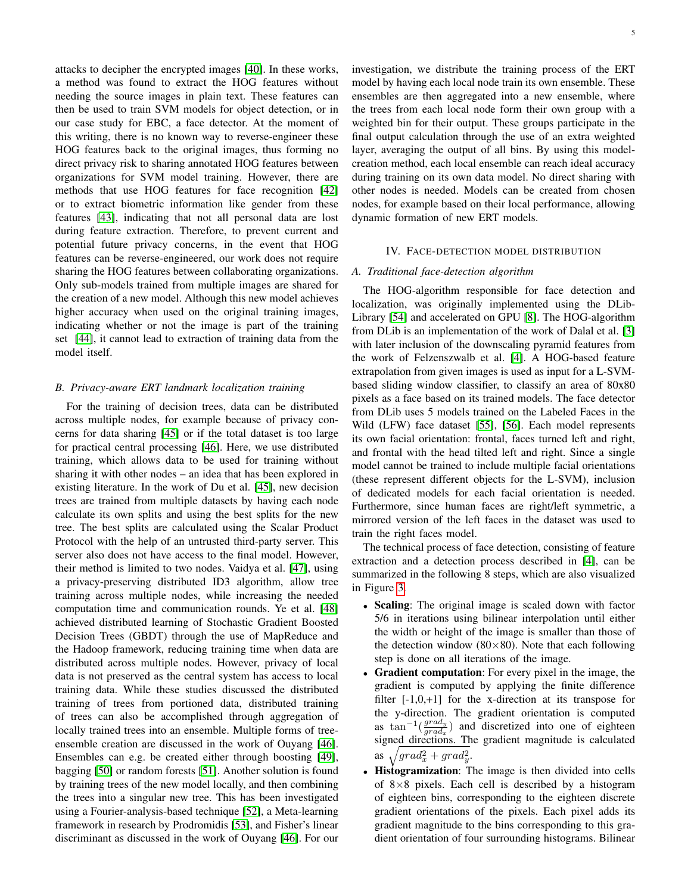attacks to decipher the encrypted images [40]. In these works, a method was found to extract the HOG features without needing the source images in plain text. These features can then be used to train SVM models for object detection, or in our case study for EBC, a face detector. At the moment of this writing, there is no known way to reverse-engineer these HOG features back to the original images, thus forming no direct privacy risk to sharing annotated HOG features between organizations for SVM model training. However, there are methods that use HOG features for face recognition [42] or to extract biometric information like gender from these features [43], indicating that not all personal data are lost during feature extraction. Therefore, to prevent current and potential future privacy concerns, in the event that HOG features can be reverse-engineered, our work does not require sharing the HOG features between collaborating organizations. Only sub-models trained from multiple images are shared for the creation of a new model. Although this new model achieves higher accuracy when used on the original training images, indicating whether or not the image is part of the training set [44], it cannot lead to extraction of training data from the model itself.

### B. Privacy-aware ERT landmark localization training

For the training of decision trees, data can be distributed across multiple nodes, for example because of privacy concerns for data sharing [45] or if the total dataset is too large for practical central processing [46]. Here, we use distributed training, which allows data to be used for training without sharing it with other nodes – an idea that has been explored in existing literature. In the work of Du et al. [45], new decision trees are trained from multiple datasets by having each node calculate its own splits and using the best splits for the new tree. The best splits are calculated using the Scalar Product Protocol with the help of an untrusted third-party server. This server also does not have access to the final model. However, their method is limited to two nodes. Vaidya et al. [47], using a privacy-preserving distributed ID3 algorithm, allow tree training across multiple nodes, while increasing the needed computation time and communication rounds. Ye et al. [48] achieved distributed learning of Stochastic Gradient Boosted Decision Trees (GBDT) through the use of MapReduce and the Hadoop framework, reducing training time when data are distributed across multiple nodes. However, privacy of local data is not preserved as the central system has access to local training data. While these studies discussed the distributed training of trees from portioned data, distributed training of trees can also be accomplished through aggregation of locally trained trees into an ensemble. Multiple forms of tree-ensemble creation are discussed in the work of Ouyang [46]. Ensembles can e.g. be created either through boosting [49], bagging [50] or random forests [51]. Another solution is found by training trees of the new model locally, and then combining the trees into a singular new tree. This has been investigated using a Fourier-analysis-based technique [52], a Meta-learning framework in research by Prodromidis [53], and Fisher's linear discriminant as discussed in the work of Ouyang [46]. For our investigation, we distribute the training process of the ERT model by having each local node train its own ensemble. These ensembles are then aggregated into a new ensemble, where the trees from each local node form their own group with a weighted bin for their output. These groups participate in the final output calculation through the use of an extra weighted layer, averaging the output of all bins. By using this model-creation method, each local ensemble can reach ideal accuracy during training on its own data model. No direct sharing with other nodes is needed. Models can be created from chosen nodes, for example based on their local performance, allowing dynamic formation of new ERT models.

## IV. Face-detection model distribution

### A. Traditional face-detection algorithm

The HOG-algorithm responsible for face detection and localization, was originally implemented using the DLib-Library [54] and accelerated on GPU [8]. The HOG-algorithm from DLib is an implementation of the work of Dalal et al. [3] with later inclusion of the downscaling pyramid features from the work of Felzenszwalb et al. [4]. A HOG-based feature extrapolation from given images is used as input for a L-SVM-based sliding window classifier, to classify an area of 80x80 pixels as a face based on its trained models. The face detector from DLib uses 5 models trained on the Labeled Faces in the Wild (LFW) face dataset [55], [56]. Each model represents its own facial orientation: frontal, faces turned left and right, and frontal with the head tilted left and right. Since a single model cannot be trained to include multiple facial orientations (these represent different objects for the L-SVM), inclusion of dedicated models for each facial orientation is needed. Furthermore, since human faces are right/left symmetric, a mirrored version of the left faces in the dataset was used to train the right faces model.

The technical process of face detection, consisting of feature extraction and a detection process described in [4], can be summarized in the following 8 steps, which are also visualized in Figure 3.

- **Scaling**: The original image is scaled down with factor 5/6 in iterations using bilinear interpolation until either the width or height of the image is smaller than those of the detection window (80×80). Note that each following step is done on all iterations of the image.
- **Gradient computation**: For every pixel in the image, the gradient is computed by applying the finite difference filter [-1,0,+1] for the x-direction at its transpose for the y-direction. The gradient orientation is computed as $\tan^{-1}(\frac{grad_y}{grad_x})$ and discretized into one of eighteen signed directions. The gradient magnitude is calculated as $\sqrt{grad_x^2 + grad_y^2}$.
- **Histogramization**: The image is then divided into cells of 8×8 pixels. Each cell is described by a histogram of eighteen bins, corresponding to the eighteen discrete gradient orientations of the pixels. Each pixel adds its gradient magnitude to the bins corresponding to this gradient orientation of four surrounding histograms. Bilinear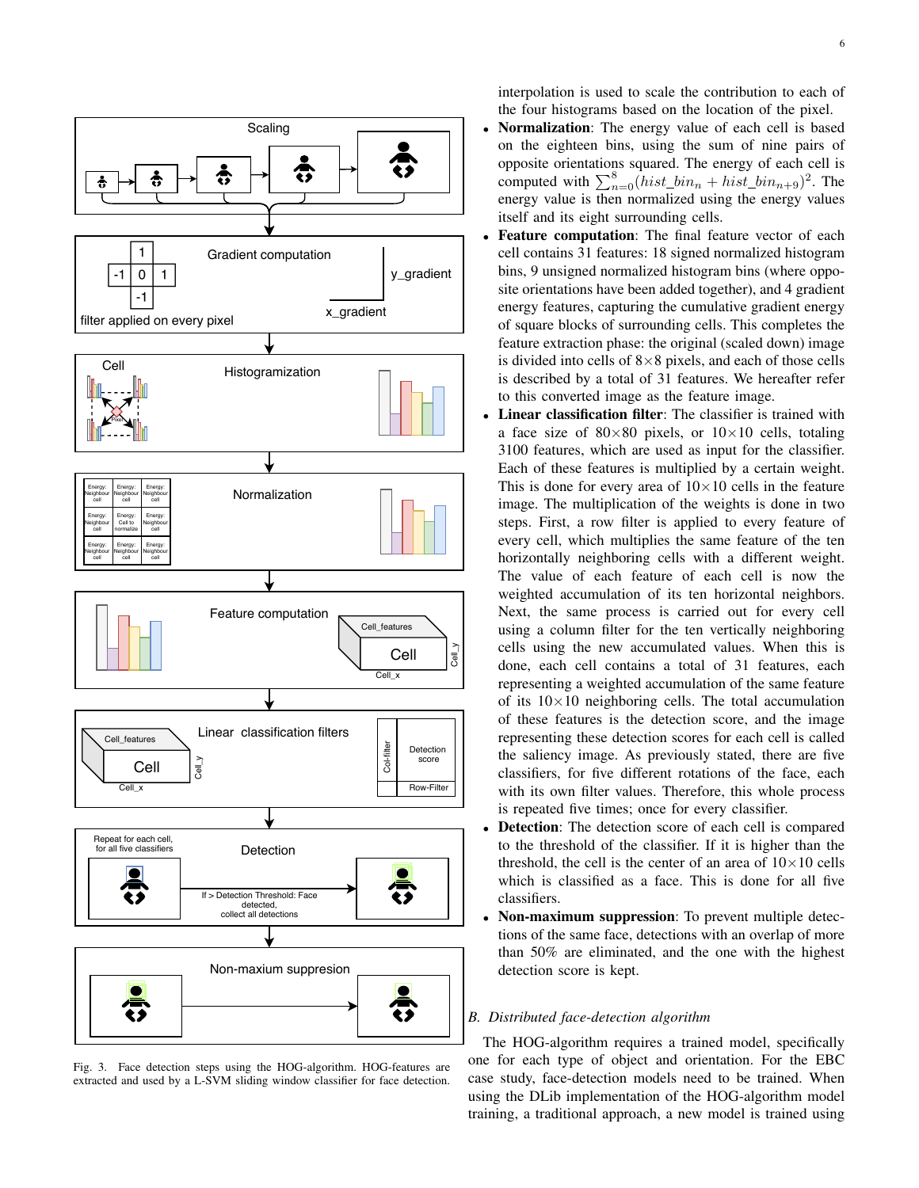Fig. 3. Face detection steps using the HOG-algorithm. HOG-features are extracted and used by a L-SVM sliding window classifier for face detection.

interpolation is used to scale the contribution to each of the four histograms based on the location of the pixel.

- **Normalization**: The energy value of each cell is based on the eighteen bins, using the sum of nine pairs of opposite orientations squared. The energy of each cell is computed with $\sum_{n=0}^{8}(hist\_bin_n + hist\_bin_{n+9})^2$. The energy value is then normalized using the energy values itself and its eight surrounding cells.
- **Feature computation**: The final feature vector of each cell contains 31 features: 18 signed normalized histogram bins, 9 unsigned normalized histogram bins (where opposite orientations have been added together), and 4 gradient energy features, capturing the cumulative gradient energy of square blocks of surrounding cells. This completes the feature extraction phase: the original (scaled down) image is divided into cells of 8×8 pixels, and each of those cells is described by a total of 31 features. We hereafter refer to this converted image as the feature image.
- **Linear classification filter**: The classifier is trained with a face size of 80×80 pixels, or 10×10 cells, totaling 3100 features, which are used as input for the classifier. Each of these features is multiplied by a certain weight. This is done for every area of 10×10 cells in the feature image. The multiplication of the weights is done in two steps. First, a row filter is applied to every feature of every cell, which multiplies the same feature of the ten horizontally neighboring cells with a different weight. The value of each feature of each cell is now the weighted accumulation of its ten horizontal neighbors. Next, the same process is carried out for every cell using a column filter for the ten vertically neighboring cells using the new accumulated values. When this is done, each cell contains a total of 31 features, each representing a weighted accumulation of the same feature of its 10×10 neighboring cells. The total accumulation of these features is the detection score, and the image representing these detection scores for each cell is called the saliency image. As previously stated, there are five classifiers, for five different rotations of the face, each with its own filter values. Therefore, this whole process is repeated five times; once for every classifier.
- **Detection**: The detection score of each cell is compared to the threshold of the classifier. If it is higher than the threshold, the cell is the center of an area of 10×10 cells which is classified as a face. This is done for all five classifiers.
- **Non-maximum suppression**: To prevent multiple detections of the same face, detections with an overlap of more than 50% are eliminated, and the one with the highest detection score is kept.

## B. *Distributed face-detection algorithm*

The HOG-algorithm requires a trained model, specifically one for each type of object and orientation. For the EBC case study, face-detection models need to be trained. When using the DLib implementation of the HOG-algorithm model training, a traditional approach, a new model is trained using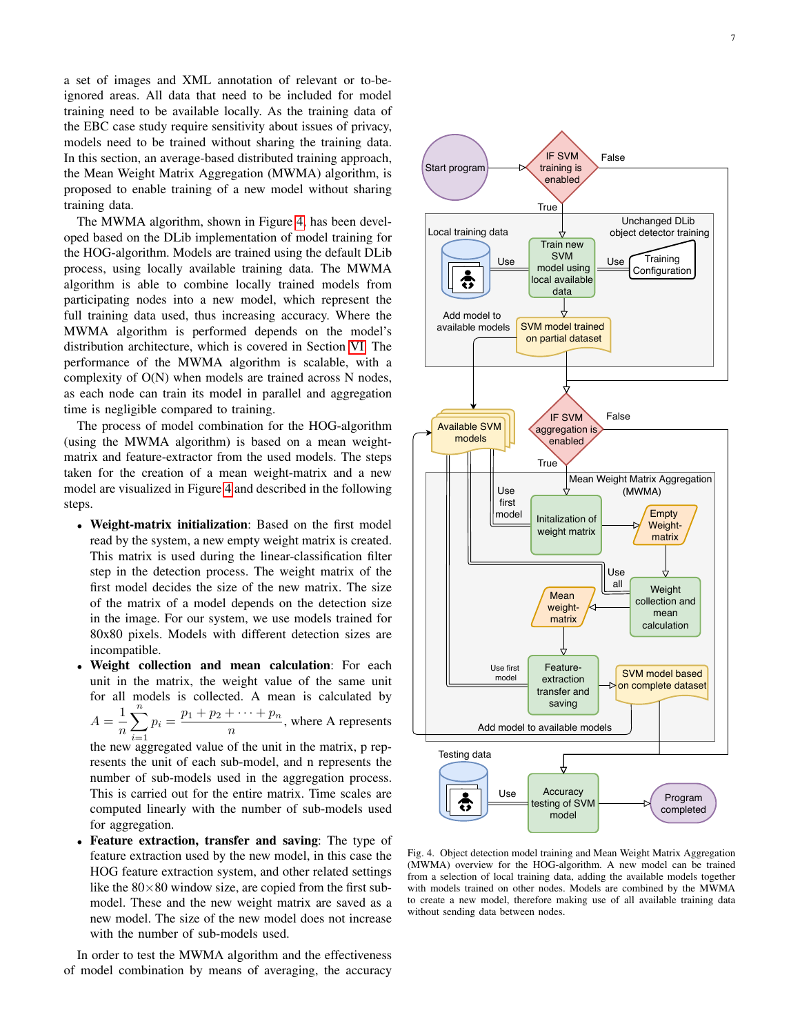a set of images and XML annotation of relevant or to-be-ignored areas. All data that need to be included for model training need to be available locally. As the training data of the EBC case study require sensitivity about issues of privacy, models need to be trained without sharing the training data. In this section, an average-based distributed training approach, the Mean Weight Matrix Aggregation (MWMA) algorithm, is proposed to enable training of a new model without sharing training data.

The MWMA algorithm, shown in Figure 4, has been developed based on the DLib implementation of model training for the HOG-algorithm. Models are trained using the default DLib process, using locally available training data. The MWMA algorithm is able to combine locally trained models from participating nodes into a new model, which represent the full training data used, thus increasing accuracy. Where the MWMA algorithm is performed depends on the model's distribution architecture, which is covered in Section VI. The performance of the MWMA algorithm is scalable, with a complexity of O(N) when models are trained across N nodes, as each node can train its model in parallel and aggregation time is negligible compared to training.

The process of model combination for the HOG-algorithm (using the MWMA algorithm) is based on a mean weight-matrix and feature-extractor from the used models. The steps taken for the creation of a mean weight-matrix and a new model are visualized in Figure 4 and described in the following steps.

- **Weight-matrix initialization**: Based on the first model read by the system, a new empty weight matrix is created. This matrix is used during the linear-classification filter step in the detection process. The weight matrix of the first model decides the size of the new matrix. The size of the matrix of a model depends on the detection size in the image. For our system, we use models trained for 80x80 pixels. Models with different detection sizes are incompatible.
- **Weight collection and mean calculation**: For each unit in the matrix, the weight value of the same unit for all models is collected. A mean is calculated by $A = \frac{1}{n}\sum_{i=1}^{n} p_i = \frac{p_1 + p_2 + \cdots + p_n}{n}$, where A represents the new aggregated value of the unit in the matrix, p represents the unit of each sub-model, and n represents the number of sub-models used in the aggregation process. This is carried out for the entire matrix. Time scales are computed linearly with the number of sub-models used for aggregation.
- **Feature extraction, transfer and saving**: The type of feature extraction used by the new model, in this case the HOG feature extraction system, and other related settings like the $80\times80$ window size, are copied from the first sub-model. These and the new weight matrix are saved as a new model. The size of the new model does not increase with the number of sub-models used.

In order to test the MWMA algorithm and the effectiveness of model combination by means of averaging, the accuracy

Fig. 4. Object detection model training and Mean Weight Matrix Aggregation (MWMA) overview for the HOG-algorithm. A new model can be trained from a selection of local training data, adding the models together with models trained on other nodes. Models are combined by the MWMA to create a new model, therefore making use of all available training data without sending data between nodes.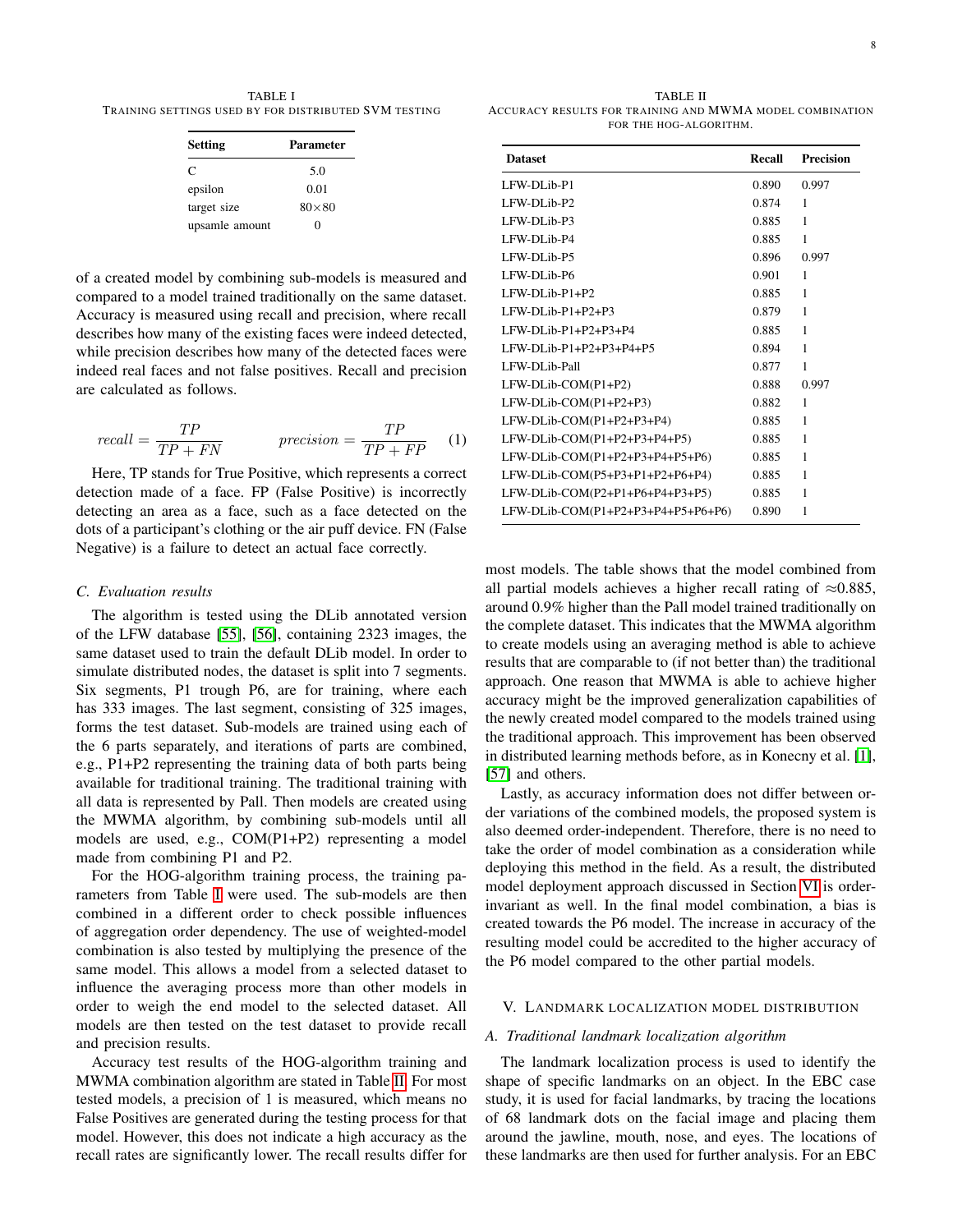TABLE I
TRAINING SETTINGS USED BY FOR DISTRIBUTED SVM TESTING

| Setting | Parameter |
|---|---|
| C | 5.0 |
| epsilon | 0.01 |
| target size | 80×80 |
| upsamle amount | 0 |

of a created model by combining sub-models is measured and compared to a model trained traditionally on the same dataset. Accuracy is measured using recall and precision, where recall describes how many of the existing faces were indeed detected, while precision describes how many of the detected faces were indeed real faces and not false positives. Recall and precision are calculated as follows.

$$recall = \frac{TP}{TP + FN} \qquad precision = \frac{TP}{TP + FP} \quad (1)$$

Here, TP stands for True Positive, which represents a correct detection made of a face. FP (False Positive) is incorrectly detecting an area as a face, such as a face detected on the dots of a participant's clothing or the air puff device. FN (False Negative) is a failure to detect an actual face correctly.

### C. Evaluation results

The algorithm is tested using the DLib annotated version of the LFW database [55], [56], containing 2323 images, the same dataset used to train the default DLib model. In order to simulate distributed nodes, the dataset is split into 7 segments. Six segments, P1 trough P6, are for training, where each has 333 images. The last segment, consisting of 325 images, forms the test dataset. Sub-models are trained using each of the 6 parts separately, and iterations of parts are combined, e.g., P1+P2 representing the training data of both parts being available for traditional training. The traditional training with all data is represented by Pall. Then models are created using the MWMA algorithm, by combining sub-models until all models are used, e.g., COM(P1+P2) representing a model made from combining P1 and P2.

For the HOG-algorithm training process, the training parameters from Table I were used. The sub-models are then combined in a different order to check possible influences of aggregation order dependency. The use of weighted-model combination is also tested by multiplying the presence of the same model. This allows a model from a selected dataset to influence the averaging process more than other models in order to weigh the end model to the selected dataset. All models are then tested on the test dataset to provide recall and precision results.

Accuracy test results of the HOG-algorithm training and MWMA combination algorithm are stated in Table II. For most tested models, a precision of 1 is measured, which means no False Positives are generated during the testing process for that model. However, this does not indicate a high accuracy as the recall rates are significantly lower. The recall results differ for most models. The table shows that the model combined from all partial models achieves a higher recall rating of ≈0.885, around 0.9% higher than the Pall model trained traditionally on the complete dataset. This indicates that the MWMA algorithm to create models using an averaging method is able to achieve results that are comparable to (if not better than) the traditional approach. One reason that MWMA is able to achieve higher accuracy might be the improved generalization capabilities of the newly created model compared to the models trained using the traditional approach. This improvement has been observed in distributed learning methods before, as in Konecny et al. [1], [57] and others.

TABLE II
ACCURACY RESULTS FOR TRAINING AND MWMA MODEL COMBINATION FOR THE HOG-ALGORITHM.

| Dataset | Recall | Precision |
|---|---|---|
| LFW-DLib-P1 | 0.890 | 0.997 |
| LFW-DLib-P2 | 0.874 | 1 |
| LFW-DLib-P3 | 0.885 | 1 |
| LFW-DLib-P4 | 0.885 | 1 |
| LFW-DLib-P5 | 0.896 | 0.997 |
| LFW-DLib-P6 | 0.901 | 1 |
| LFW-DLib-P1+P2 | 0.885 | 1 |
| LFW-DLib-P1+P2+P3 | 0.879 | 1 |
| LFW-DLib-P1+P2+P3+P4 | 0.885 | 1 |
| LFW-DLib-P1+P2+P3+P4+P5 | 0.894 | 1 |
| LFW-DLib-Pall | 0.877 | 1 |
| LFW-DLib-COM(P1+P2) | 0.888 | 0.997 |
| LFW-DLib-COM(P1+P2+P3) | 0.882 | 1 |
| LFW-DLib-COM(P1+P2+P3+P4) | 0.885 | 1 |
| LFW-DLib-COM(P1+P2+P3+P4+P5) | 0.885 | 1 |
| LFW-DLib-COM(P1+P2+P3+P4+P5+P6) | 0.885 | 1 |
| LFW-DLib-COM(P5+P3+P1+P2+P6+P4) | 0.885 | 1 |
| LFW-DLib-COM(P2+P1+P6+P4+P3+P5) | 0.885 | 1 |
| LFW-DLib-COM(P1+P2+P3+P4+P5+P6+P6) | 0.890 | 1 |

Lastly, as accuracy information does not differ between order variations of the combined models, the proposed system is also deemed order-independent. Therefore, there is no need to take the order of model combination as a consideration while deploying this method in the field. As a result, the distributed model deployment approach discussed in Section VI is order-invariant as well. In the final model combination, a bias is created towards the P6 model. The increase in accuracy of the resulting model could be accredited to the higher accuracy of the P6 model compared to the other partial models.

## V. Landmark Localization Model Distribution

### A. Traditional landmark localization algorithm

The landmark localization process is used to identify the shape of specific landmarks on an object. In the EBC case study, it is used for facial landmarks, by tracing the locations of 68 landmark dots on the facial image and placing them around the jawline, mouth, nose, and eyes. The locations of these landmarks are then used for further analysis. For an EBC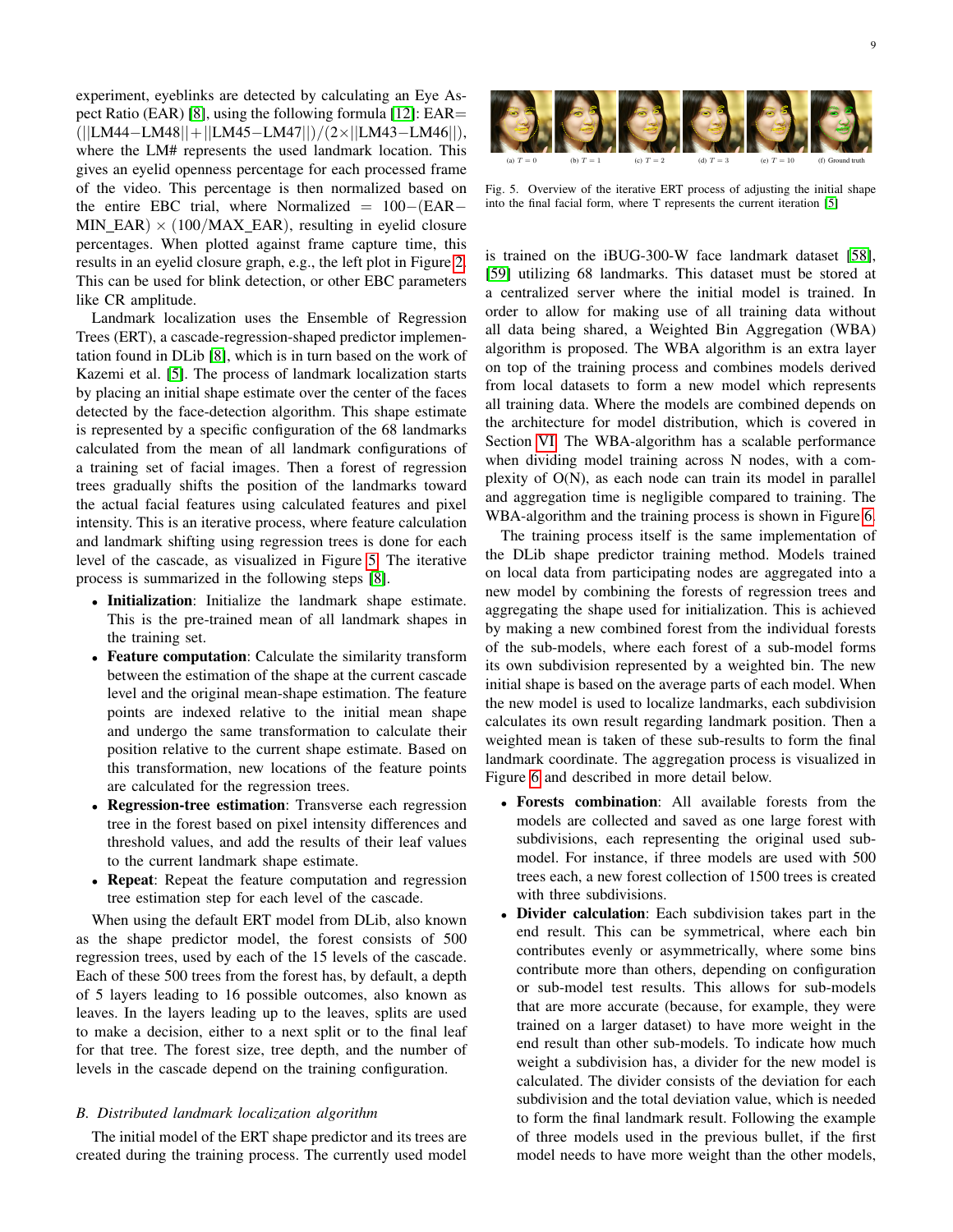experiment, eyeblinks are detected by calculating an Eye Aspect Ratio (EAR) [8], using the following formula [12]: EAR$=(||\text{LM44}-\text{LM48}||+||\text{LM45}-\text{LM47}||)/(2\times||\text{LM43}-\text{LM46}||)$, where the LM# represents the used landmark location. This gives an eyelid openness percentage for each processed frame of the video. This percentage is then normalized based on the entire EBC trial, where Normalized $= 100-(\text{EAR}-\text{MIN\_EAR})\times(100/\text{MAX\_EAR})$, resulting in eyelid closure percentages. When plotted against frame capture time, this results in an eyelid closure graph, e.g., the left plot in Figure 2. This can be used for blink detection, or other EBC parameters like CR amplitude.

Landmark localization uses the Ensemble of Regression Trees (ERT), a cascade-regression-shaped predictor implementation found in DLib [8], which is in turn based on the work of Kazemi et al. [5]. The process of landmark localization starts by placing an initial shape estimate over the center of the faces detected by the face-detection algorithm. This shape estimate is represented by a specific configuration of the 68 landmarks calculated from the mean of all landmark configurations of a training set of facial images. Then a forest of regression trees gradually shifts the position of the landmarks toward the actual facial features using calculated features and pixel intensity. This is an iterative process, where feature calculation and landmark shifting using regression trees is done for each level of the cascade, as visualized in Figure 5. The iterative process is summarized in the following steps [8].

- **Initialization**: Initialize the landmark shape estimate. This is the pre-trained mean of all landmark shapes in the training set.
- **Feature computation**: Calculate the similarity transform between the estimation of the shape at the current cascade level and the original mean-shape estimation. The feature points are indexed relative to the initial mean shape and undergo the same transformation to calculate their position relative to the current shape estimate. Based on this transformation, new locations of the feature points are calculated for the regression trees.
- **Regression-tree estimation**: Transverse each regression tree in the forest based on pixel intensity differences and threshold values, and add the results of their leaf values to the current landmark shape estimate.
- **Repeat**: Repeat the feature computation and regression tree estimation step for each level of the cascade.

When using the default ERT model from DLib, also known as the shape predictor model, the forest consists of 500 regression trees, used by each of the 15 levels of the cascade. Each of these 500 trees from the forest has, by default, a depth of 5 layers leading to 16 possible outcomes, also known as leaves. In the layers leading up to the leaves, splits are used to make a decision, either to a next split or to the final leaf for that tree. The forest size, tree depth, and the number of levels in the cascade depend on the training configuration.

### B. Distributed landmark localization algorithm

The initial model of the ERT shape predictor and its trees are created during the training process. The currently used model is trained on the iBUG-300-W face landmark dataset [58], [59] utilizing 68 landmarks. This dataset must be stored at a centralized server where the initial model is trained. In order to allow for making use of all training data without all data being shared, a Weighted Bin Aggregation (WBA) algorithm is proposed. The WBA algorithm is an extra layer on top of the training process and combines models derived from local datasets to form a new model which represents all training data. Where the models are combined depends on the architecture for model distribution, which is covered in Section VI. The WBA-algorithm has a scalable performance when dividing model training across N nodes, with a complexity of O(N), as each node can train its model in parallel and aggregation time is negligible compared to training. The WBA-algorithm and the training process is shown in Figure 6.

(a) $T=0$ (b) $T=1$ (c) $T=2$ (d) $T=3$ (e) $T=10$ (f) Ground truth

Fig. 5. Overview of the iterative ERT process of adjusting the initial shape into the final facial form, where T represents the current iteration [5]

The training process itself is the same implementation of the DLib shape predictor training method. Models trained on local data from participating nodes are aggregated into a new model by combining the forests of regression trees and aggregating the shape used for initialization. This is achieved by making a new combined forest from the individual forests of the sub-models, where each forest of a sub-model forms its own subdivision represented by a weighted bin. The new initial shape is based on the average parts of each model. When the new model is used to localize landmarks, each subdivision calculates its own result regarding landmark position. Then a weighted mean is taken of these sub-results to form the final landmark coordinate. The aggregation process is visualized in Figure 6 and described in more detail below.

- **Forests combination**: All available forests from the models are collected and saved as one large forest with subdivisions, each representing the original used sub-model. For instance, if three models are used with 500 trees each, a new forest collection of 1500 trees is created with three subdivisions.
- **Divider calculation**: Each subdivision takes part in the end result. This can be symmetrical, where each bin contributes evenly or asymmetrically, where some bins contribute more than others, depending on configuration or sub-model test results. This allows for sub-models that are more accurate (because, for example, they were trained on a larger dataset) to have more weight in the end result than other sub-models. To indicate how much weight a subdivision has, a divider for the new model is calculated. The divider consists of the deviation for each subdivision and the total deviation value, which is needed to form the final landmark result. Following the example of three models used in the previous bullet, if the first model needs to have more weight than the other models,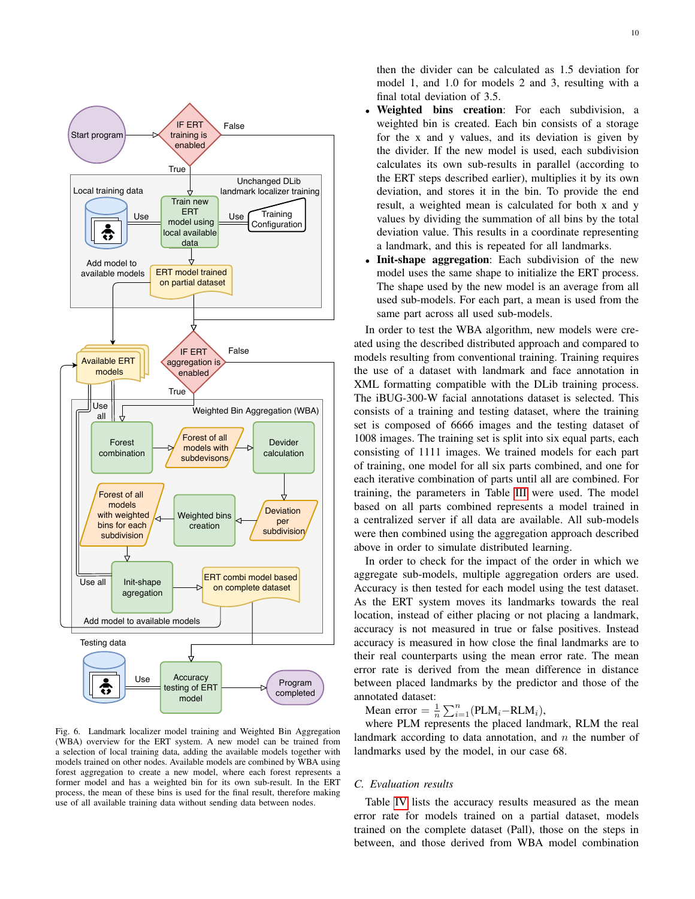Fig. 6. Landmark localizer model training and Weighted Bin Aggregation (WBA) overview for the ERT system. A new model can be trained from a selection of local training data, adding the available models together with models trained on other nodes. Available models are combined by WBA using forest aggregation to create a new model, where each forest represents a former model and has a weighted bin for its own sub-result. In the ERT process, the mean of these bins is used for the final result, therefore making use of all available training data without sending data between nodes.

then the divider can be calculated as 1.5 deviation for model 1, and 1.0 for models 2 and 3, resulting with a final total deviation of 3.5.

- **Weighted bins creation**: For each subdivision, a weighted bin is created. Each bin consists of a storage for the x and y values, and its deviation is given by the divider. If the new model is used, each subdivision calculates its own sub-results in parallel (according to the ERT steps described earlier), multiplies it by its own deviation, and stores it in the bin. To provide the end result, a weighted mean is calculated for both x and y values by dividing the summation of all bins by the total deviation value. This results in a coordinate representing a landmark, and this is repeated for all landmarks.
- **Init-shape aggregation**: Each subdivision of the new model uses the same shape to initialize the ERT process. The shape used by the new model is an average from all used sub-models. For each part, a mean is used from the same part across all used sub-models.

In order to test the WBA algorithm, new models were created using the described distributed approach and compared to models resulting from conventional training. Training requires the use of a dataset with landmark and face annotation in XML formatting compatible with the DLib training process. The iBUG-300-W facial annotations dataset is selected. This consists of a training and testing dataset, where the training set is composed of 6666 images and the testing dataset of 1008 images. The training set is split into six equal parts, each consisting of 1111 images. We trained models for each part of training, one model for all six parts combined, and one for each iterative combination of parts until all are combined. For training, the parameters in Table III were used. The model based on all parts combined represents a model trained in a centralized server if all data are available. All sub-models were then combined using the aggregation approach described above in order to simulate distributed learning.

In order to check for the impact of the order in which we aggregate sub-models, multiple aggregation orders are used. Accuracy is then tested for each model using the test dataset. As the ERT system moves its landmarks towards the real location, instead of either placing or not placing a landmark, accuracy is not measured in true or false positives. Instead accuracy is measured in how close the final landmarks are to their real counterparts using the mean error rate. The mean error rate is derived from the mean difference in distance between placed landmarks by the predictor and those of the annotated dataset:

Mean error $= \frac{1}{n}\sum_{i=1}^{n}(\text{PLM}_i - \text{RLM}_i)$,

where PLM represents the placed landmark, RLM the real landmark according to data annotation, and $n$ the number of landmarks used by the model, in our case 68.

### C. Evaluation results

Table IV lists the accuracy results measured as the mean error rate for models trained on a partial dataset, models trained on the complete dataset (Pall), those on the steps in between, and those derived from WBA model combination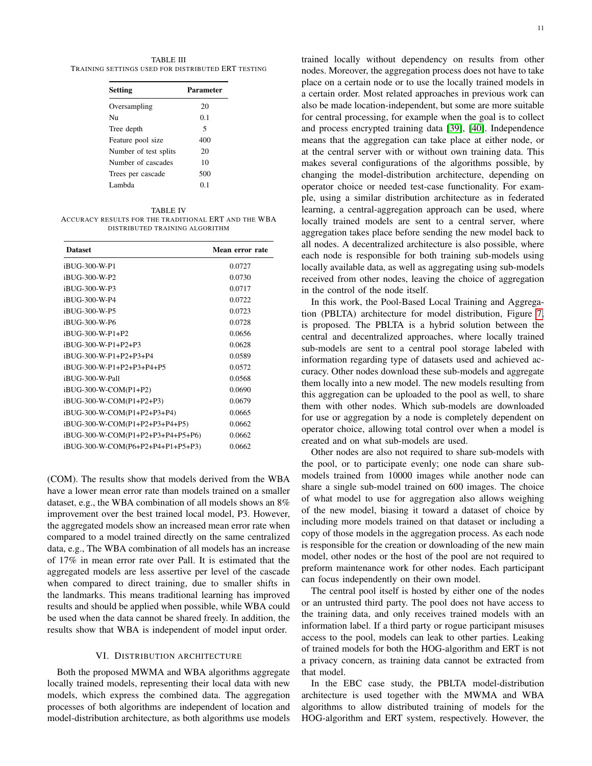TABLE III
TRAINING SETTINGS USED FOR DISTRIBUTED ERT TESTING

| Setting | Parameter |
|---|---|
| Oversampling | 20 |
| Nu | 0.1 |
| Tree depth | 5 |
| Feature pool size | 400 |
| Number of test splits | 20 |
| Number of cascades | 10 |
| Trees per cascade | 500 |
| Lambda | 0.1 |

TABLE IV
ACCURACY RESULTS FOR THE TRADITIONAL ERT AND THE WBA DISTRIBUTED TRAINING ALGORITHM

| Dataset | Mean error rate |
|---|---|
| iBUG-300-W-P1 | 0.0727 |
| iBUG-300-W-P2 | 0.0730 |
| iBUG-300-W-P3 | 0.0717 |
| iBUG-300-W-P4 | 0.0722 |
| iBUG-300-W-P5 | 0.0723 |
| iBUG-300-W-P6 | 0.0728 |
| iBUG-300-W-P1+P2 | 0.0656 |
| iBUG-300-W-P1+P2+P3 | 0.0628 |
| iBUG-300-W-P1+P2+P3+P4 | 0.0589 |
| iBUG-300-W-P1+P2+P3+P4+P5 | 0.0572 |
| iBUG-300-W-Pall | 0.0568 |
| iBUG-300-W-COM(P1+P2) | 0.0690 |
| iBUG-300-W-COM(P1+P2+P3) | 0.0679 |
| iBUG-300-W-COM(P1+P2+P3+P4) | 0.0665 |
| iBUG-300-W-COM(P1+P2+P3+P4+P5) | 0.0662 |
| iBUG-300-W-COM(P1+P2+P3+P4+P5+P6) | 0.0662 |
| iBUG-300-W-COM(P6+P2+P4+P1+P5+P3) | 0.0662 |

(COM). The results show that models derived from the WBA have a lower mean error rate than models trained on a smaller dataset, e.g., the WBA combination of all models shows an 8% improvement over the best trained local model, P3. However, the aggregated models show an increased mean error rate when compared to a model trained directly on the same centralized data, e.g., The WBA combination of all models has an increase of 17% in mean error rate over Pall. It is estimated that the aggregated models are less assertive per level of the cascade when compared to direct training, due to smaller shifts in the landmarks. This means traditional learning has improved results and should be applied when possible, while WBA could be used when the data cannot be shared freely. In addition, the results show that WBA is independent of model input order.

## VI. DISTRIBUTION ARCHITECTURE

Both the proposed MWMA and WBA algorithms aggregate locally trained models, representing their local data with new models, which express the combined data. The aggregation processes of both algorithms are independent of location and model-distribution architecture, as both algorithms use models trained locally without dependency on results from other nodes. Moreover, the aggregation process does not have to take place on a certain node or to use the locally trained models in a certain order. Most related approaches in previous work can also be made location-independent, but some are more suitable for central processing, for example when the goal is to collect and process encrypted training data [39], [40]. Independence means that the aggregation can take place at either node, or at the central server with or without own training data. This makes several configurations of the algorithms possible, by changing the model-distribution architecture, depending on operator choice or needed test-case functionality. For example, using a similar distribution architecture as in federated learning, a central-aggregation approach can be used, where locally trained models are sent to a central server, where aggregation takes place before sending the new model back to all nodes. A decentralized architecture is also possible, where each node is responsible for both training sub-models using locally available data, as well as aggregating using sub-models received from other nodes, leaving the choice of aggregation in the control of the node itself.

In this work, the Pool-Based Local Training and Aggregation (PBLTA) architecture for model distribution, Figure 7, is proposed. The PBLTA is a hybrid solution between the central and decentralized approaches, where locally trained sub-models are sent to a central pool storage labeled with information regarding type of datasets used and achieved accuracy. Other nodes download these sub-models and aggregate them locally into a new model. The new models resulting from this aggregation can be uploaded to the pool as well, to share them with other nodes. Which sub-models are downloaded for use or aggregation by a node is completely dependent on operator choice, allowing total control over when a model is created and on what sub-models are used.

Other nodes are also not required to share sub-models with the pool, or to participate evenly; one node can share sub-models trained from 10000 images while another node can share a single sub-model trained on 600 images. The choice of what model to use for aggregation also allows weighing of the new model, biasing it toward a dataset of choice by including more models trained on that dataset or including a copy of those models in the aggregation process. As each node is responsible for the creation or downloading of the new main model, other nodes or the host of the pool are not required to preform maintenance work for other nodes. Each participant can focus independently on their own model.

The central pool itself is hosted by either one of the nodes or an untrusted third party. The pool does not have access to the training data, and only receives trained models with an information label. If a third party or rogue participant misuses access to the pool, models can leak to other parties. Leaking of trained models for both the HOG-algorithm and ERT is not a privacy concern, as training data cannot be extracted from that model.

In the EBC case study, the PBLTA model-distribution architecture is used together with the MWMA and WBA algorithms to allow distributed training of models for the HOG-algorithm and ERT system, respectively. However, the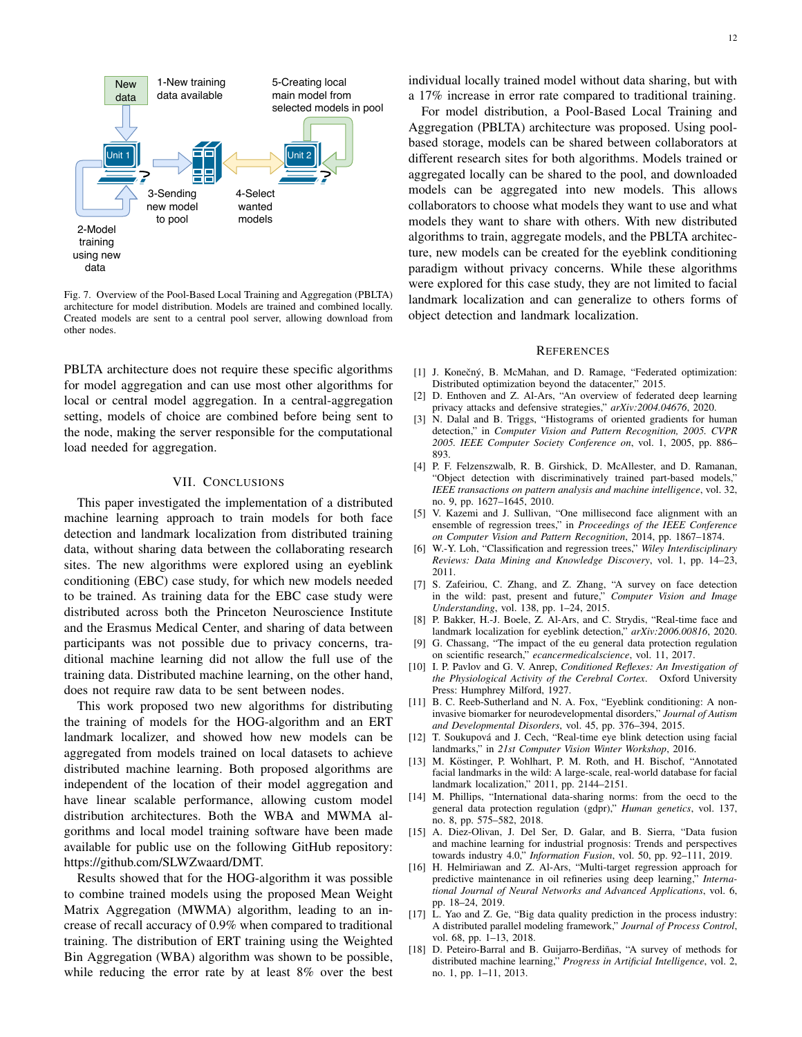Fig. 7. Overview of the Pool-Based Local Training and Aggregation (PBLTA) architecture for model distribution. Models are trained and combined locally. Created models are sent to a central pool server, allowing download from other nodes.

PBLTA architecture does not require these specific algorithms for model aggregation and can use most other algorithms for local or central model aggregation. In a central-aggregation setting, models of choice are combined before being sent to the node, making the server responsible for the computational load needed for aggregation.

## VII. Conclusions

This paper investigated the implementation of a distributed machine learning approach to train models for both face detection and landmark localization from distributed training data, without sharing data between the collaborating research sites. The new algorithms were explored using an eyeblink conditioning (EBC) case study, for which new models needed to be trained. As training data for the EBC case study were distributed across both the Princeton Neuroscience Institute and the Erasmus Medical Center, and sharing of data between participants was not possible due to privacy concerns, traditional machine learning did not allow the full use of the training data. Distributed machine learning, on the other hand, does not require raw data to be sent between nodes.

This work proposed two new algorithms for distributing the training of models for the HOG-algorithm and an ERT landmark localizer, and showed how new models can be aggregated from models trained on local datasets to achieve distributed machine learning. Both proposed algorithms are independent of the location of their model aggregation and have linear scalable performance, allowing custom model distribution architectures. Both the WBA and MWMA algorithms and local model training software have been made available for public use on the following GitHub repository: https://github.com/SLWZwaard/DMT.

Results showed that for the HOG-algorithm it was possible to combine trained models using the proposed Mean Weight Matrix Aggregation (MWMA) algorithm, leading to an increase of recall accuracy of 0.9% when compared to traditional training. The distribution of ERT training using the Weighted Bin Aggregation (WBA) algorithm was shown to be possible, while reducing the error rate by at least 8% over the best individual locally trained model without data sharing, but with a 17% increase in error rate compared to traditional training.

For model distribution, a Pool-Based Local Training and Aggregation (PBLTA) architecture was proposed. Using pool-based storage, models can be shared between collaborators at different research sites for both algorithms. Models trained or aggregated locally can be shared to the pool, and downloaded models can be aggregated into new models. This allows collaborators to choose what models they want to use and what models they want to share with others. With new distributed algorithms to train, aggregate models, and the PBLTA architecture, new models can be created for the eyeblink conditioning paradigm without privacy concerns. While these algorithms were explored for this case study, they are not limited to facial landmark localization and can generalize to others forms of object detection and landmark localization.

## References

[1] J. Konečný, B. McMahan, and D. Ramage, "Federated optimization: Distributed optimization beyond the datacenter," 2015.

[2] D. Enthoven and Z. Al-Ars, "An overview of federated deep learning privacy attacks and defensive strategies," *arXiv:2004.04676*, 2020.

[3] N. Dalal and B. Triggs, "Histograms of oriented gradients for human detection," in *Computer Vision and Pattern Recognition, 2005. CVPR 2005. IEEE Computer Society Conference on*, vol. 1, 2005, pp. 886–893.

[4] P. F. Felzenszwalb, R. B. Girshick, D. McAllester, and D. Ramanan, "Object detection with discriminatively trained part-based models," *IEEE transactions on pattern analysis and machine intelligence*, vol. 32, no. 9, pp. 1627–1645, 2010.

[5] V. Kazemi and J. Sullivan, "One millisecond face alignment with an ensemble of regression trees," in *Proceedings of the IEEE Conference on Computer Vision and Pattern Recognition*, 2014, pp. 1867–1874.

[6] W.-Y. Loh, "Classification and regression trees," *Wiley Interdisciplinary Reviews: Data Mining and Knowledge Discovery*, vol. 1, pp. 14–23, 2011.

[7] S. Zafeiriou, C. Zhang, and Z. Zhang, "A survey on face detection in the wild: past, present and future," *Computer Vision and Image Understanding*, vol. 138, pp. 1–24, 2015.

[8] P. Bakker, H.-J. Boele, Z. Al-Ars, and C. Strydis, "Real-time face and landmark localization for eyeblink detection," *arXiv:2006.00816*, 2020.

[9] G. Chassang, "The impact of the eu general data protection regulation on scientific research," *ecancermedicalscience*, vol. 11, 2017.

[10] I. P. Pavlov and G. V. Anrep, *Conditioned Reflexes: An Investigation of the Physiological Activity of the Cerebral Cortex*. Oxford University Press: Humphrey Milford, 1927.

[11] B. C. Reeb-Sutherland and N. A. Fox, "Eyeblink conditioning: A non-invasive biomarker for neurodevelopmental disorders," *Journal of Autism and Developmental Disorders*, vol. 45, pp. 376–394, 2015.

[12] T. Soukupová and J. Cech, "Real-time eye blink detection using facial landmarks," in *21st Computer Vision Winter Workshop*, 2016.

[13] M. Köstinger, P. Wohlhart, P. M. Roth, and H. Bischof, "Annotated facial landmarks in the wild: A large-scale, real-world database for facial landmark localization," 2011, pp. 2144–2151.

[14] M. Phillips, "International data-sharing norms: from the oecd to the general data protection regulation (gdpr)," *Human genetics*, vol. 137, no. 8, pp. 575–582, 2018.

[15] A. Diez-Olivan, J. Del Ser, D. Galar, and B. Sierra, "Data fusion and machine learning for industrial prognosis: Trends and perspectives towards industry 4.0," *Information Fusion*, vol. 50, pp. 92–111, 2019.

[16] H. Helmiriawan and Z. Al-Ars, "Multi-target regression approach for predictive maintenance in oil refineries using deep learning," *International Journal of Neural Networks and Advanced Applications*, vol. 6, pp. 18–24, 2019.

[17] L. Yao and Z. Ge, "Big data quality prediction in the process industry: A distributed parallel modeling framework," *Journal of Process Control*, vol. 68, pp. 1–13, 2018.

[18] D. Peteiro-Barral and B. Guijarro-Berdiñas, "A survey of methods for distributed machine learning," *Progress in Artificial Intelligence*, vol. 2, no. 1, pp. 1–11, 2013.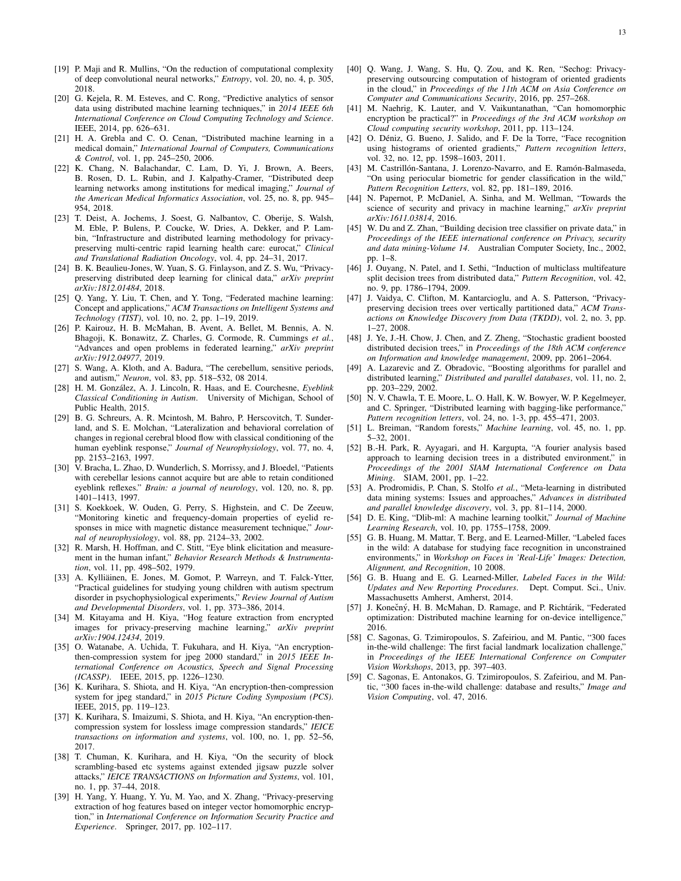[19] P. Maji and R. Mullins, "On the reduction of computational complexity of deep convolutional neural networks," *Entropy*, vol. 20, no. 4, p. 305, 2018.

[20] G. Kejela, R. M. Esteves, and C. Rong, "Predictive analytics of sensor data using distributed machine learning techniques," in *2014 IEEE 6th International Conference on Cloud Computing Technology and Science*. IEEE, 2014, pp. 626–631.

[21] H. A. Grebla and C. O. Cenan, "Distributed machine learning in a medical domain," *International Journal of Computers, Communications & Control*, vol. 1, pp. 245–250, 2006.

[22] K. Chang, N. Balachandar, C. Lam, D. Yi, J. Brown, A. Beers, B. Rosen, D. L. Rubin, and J. Kalpathy-Cramer, "Distributed deep learning networks among institutions for medical imaging," *Journal of the American Medical Informatics Association*, vol. 25, no. 8, pp. 945–954, 2018.

[23] T. Deist, A. Jochems, J. Soest, G. Nalbantov, C. Oberije, S. Walsh, M. Eble, P. Bulens, P. Coucke, W. Dries, A. Dekker, and P. Lambin, "Infrastructure and distributed learning methodology for privacy-preserving multi-centric rapid learning health care: eurocat," *Clinical and Translational Radiation Oncology*, vol. 4, pp. 24–31, 2017.

[24] B. K. Beaulieu-Jones, W. Yuan, S. G. Finlayson, and Z. S. Wu, "Privacy-preserving distributed deep learning for clinical data," *arXiv preprint arXiv:1812.01484*, 2018.

[25] Q. Yang, Y. Liu, T. Chen, and Y. Tong, "Federated machine learning: Concept and applications," *ACM Transactions on Intelligent Systems and Technology (TIST)*, vol. 10, no. 2, pp. 1–19, 2019.

[26] P. Kairouz, H. B. McMahan, B. Avent, A. Bellet, M. Bennis, A. N. Bhagoji, K. Bonawitz, Z. Charles, G. Cormode, R. Cummings *et al.*, "Advances and open problems in federated learning," *arXiv preprint arXiv:1912.04977*, 2019.

[27] S. Wang, A. Kloth, and A. Badura, "The cerebellum, sensitive periods, and autism," *Neuron*, vol. 83, pp. 518–532, 08 2014.

[28] H. M. González, A. J. Lincoln, R. Haas, and E. Courchesne, *Eyeblink Classical Conditioning in Autism*. University of Michigan, School of Public Health, 2015.

[29] B. G. Schreurs, A. R. Mcintosh, M. Bahro, P. Herscovitch, T. Sunderland, and S. E. Molchan, "Lateralization and behavioral correlation of changes in regional cerebral blood flow with classical conditioning of the human eyeblink response," *Journal of Neurophysiology*, vol. 77, no. 4, pp. 2153–2163, 1997.

[30] V. Bracha, L. Zhao, D. Wunderlich, S. Morrissy, and J. Bloedel, "Patients with cerebellar lesions cannot acquire but are able to retain conditioned eyeblink reflexes." *Brain: a journal of neurology*, vol. 120, no. 8, pp. 1401–1413, 1997.

[31] S. Koekkoek, W. Ouden, G. Perry, S. Highstein, and C. De Zeeuw, "Monitoring kinetic and frequency-domain properties of eyelid responses in mice with magnetic distance measurement technique," *Journal of neurophysiology*, vol. 88, pp. 2124–33, 2002.

[32] R. Marsh, H. Hoffman, and C. Stitt, "Eye blink elicitation and measurement in the human infant," *Behavior Research Methods & Instrumentation*, vol. 11, pp. 498–502, 1979.

[33] A. Kylliäinen, E. Jones, M. Gomot, P. Warreyn, and T. Falck-Ytter, "Practical guidelines for studying young children with autism spectrum disorder in psychophysiological experiments," *Review Journal of Autism and Developmental Disorders*, vol. 1, pp. 373–386, 2014.

[34] M. Kitayama and H. Kiya, "Hog feature extraction from encrypted images for privacy-preserving machine learning," *arXiv preprint arXiv:1904.12434*, 2019.

[35] O. Watanabe, A. Uchida, T. Fukuhara, and H. Kiya, "An encryption-then-compression system for jpeg 2000 standard," in *2015 IEEE International Conference on Acoustics, Speech and Signal Processing (ICASSP)*. IEEE, 2015, pp. 1226–1230.

[36] K. Kurihara, S. Shiota, and H. Kiya, "An encryption-then-compression system for jpeg standard," in *2015 Picture Coding Symposium (PCS)*. IEEE, 2015, pp. 119–123.

[37] K. Kurihara, S. Imaizumi, S. Shiota, and H. Kiya, "An encryption-then-compression system for lossless image compression standards," *IEICE transactions on information and systems*, vol. 100, no. 1, pp. 52–56, 2017.

[38] T. Chuman, K. Kurihara, and H. Kiya, "On the security of block scrambling-based etc systems against extended jigsaw puzzle solver attacks," *IEICE TRANSACTIONS on Information and Systems*, vol. 101, no. 1, pp. 37–44, 2018.

[39] H. Yang, Y. Huang, Y. Yu, M. Yao, and X. Zhang, "Privacy-preserving extraction of hog features based on integer vector homomorphic encryption," in *International Conference on Information Security Practice and Experience*. Springer, 2017, pp. 102–117.

[40] Q. Wang, J. Wang, S. Hu, Q. Zou, and K. Ren, "Sechog: Privacy-preserving outsourcing computation of histogram of oriented gradients in the cloud," in *Proceedings of the 11th ACM on Asia Conference on Computer and Communications Security*, 2016, pp. 257–268.

[41] M. Naehrig, K. Lauter, and V. Vaikuntanathan, "Can homomorphic encryption be practical?" in *Proceedings of the 3rd ACM workshop on Cloud computing security workshop*, 2011, pp. 113–124.

[42] O. Déniz, G. Bueno, J. Salido, and F. De la Torre, "Face recognition using histograms of oriented gradients," *Pattern recognition letters*, vol. 32, no. 12, pp. 1598–1603, 2011.

[43] M. Castrillón-Santana, J. Lorenzo-Navarro, and E. Ramón-Balmaseda, "On using periocular biometric for gender classification in the wild," *Pattern Recognition Letters*, vol. 82, pp. 181–189, 2016.

[44] N. Papernot, P. McDaniel, A. Sinha, and M. Wellman, "Towards the science of security and privacy in machine learning," *arXiv preprint arXiv:1611.03814*, 2016.

[45] W. Du and Z. Zhan, "Building decision tree classifier on private data," in *Proceedings of the IEEE international conference on Privacy, security and data mining-Volume 14*. Australian Computer Society, Inc., 2002, pp. 1–8.

[46] J. Ouyang, N. Patel, and I. Sethi, "Induction of multiclass multifeature split decision trees from distributed data," *Pattern Recognition*, vol. 42, no. 9, pp. 1786–1794, 2009.

[47] J. Vaidya, C. Clifton, M. Kantarcioglu, and A. S. Patterson, "Privacy-preserving decision trees over vertically partitioned data," *ACM Transactions on Knowledge Discovery from Data (TKDD)*, vol. 2, no. 3, pp. 1–27, 2008.

[48] J. Ye, J.-H. Chow, J. Chen, and Z. Zheng, "Stochastic gradient boosted distributed decision trees," in *Proceedings of the 18th ACM conference on Information and knowledge management*, 2009, pp. 2061–2064.

[49] A. Lazarevic and Z. Obradovic, "Boosting algorithms for parallel and distributed learning," *Distributed and parallel databases*, vol. 11, no. 2, pp. 203–229, 2002.

[50] N. V. Chawla, T. E. Moore, L. O. Hall, K. W. Bowyer, W. P. Kegelmeyer, and C. Springer, "Distributed learning with bagging-like performance," *Pattern recognition letters*, vol. 24, no. 1-3, pp. 455–471, 2003.

[51] L. Breiman, "Random forests," *Machine learning*, vol. 45, no. 1, pp. 5–32, 2001.

[52] B.-H. Park, R. Ayyagari, and H. Kargupta, "A fourier analysis based approach to learning decision trees in a distributed environment," in *Proceedings of the 2001 SIAM International Conference on Data Mining*. SIAM, 2001, pp. 1–22.

[53] A. Prodromidis, P. Chan, S. Stolfo *et al.*, "Meta-learning in distributed data mining systems: Issues and approaches," *Advances in distributed and parallel knowledge discovery*, vol. 3, pp. 81–114, 2000.

[54] D. E. King, "Dlib-ml: A machine learning toolkit," *Journal of Machine Learning Research*, vol. 10, pp. 1755–1758, 2009.

[55] G. B. Huang, M. Mattar, T. Berg, and E. Learned-Miller, "Labeled faces in the wild: A database for studying face recognition in unconstrained environments," in *Workshop on Faces in 'Real-Life' Images: Detection, Alignment, and Recognition*, 10 2008.

[56] G. B. Huang and E. G. Learned-Miller, *Labeled Faces in the Wild: Updates and New Reporting Procedures*. Dept. Comput. Sci., Univ. Massachusetts Amherst, Amherst, 2014.

[57] J. Konečný, H. B. McMahan, D. Ramage, and P. Richtárik, "Federated optimization: Distributed machine learning for on-device intelligence," 2016.

[58] C. Sagonas, G. Tzimiropoulos, S. Zafeiriou, and M. Pantic, "300 faces in-the-wild challenge: The first facial landmark localization challenge," in *Proceedings of the IEEE International Conference on Computer Vision Workshops*, 2013, pp. 397–403.

[59] C. Sagonas, E. Antonakos, G. Tzimiropoulos, S. Zafeiriou, and M. Pantic, "300 faces in-the-wild challenge: database and results," *Image and Vision Computing*, vol. 47, 2016.